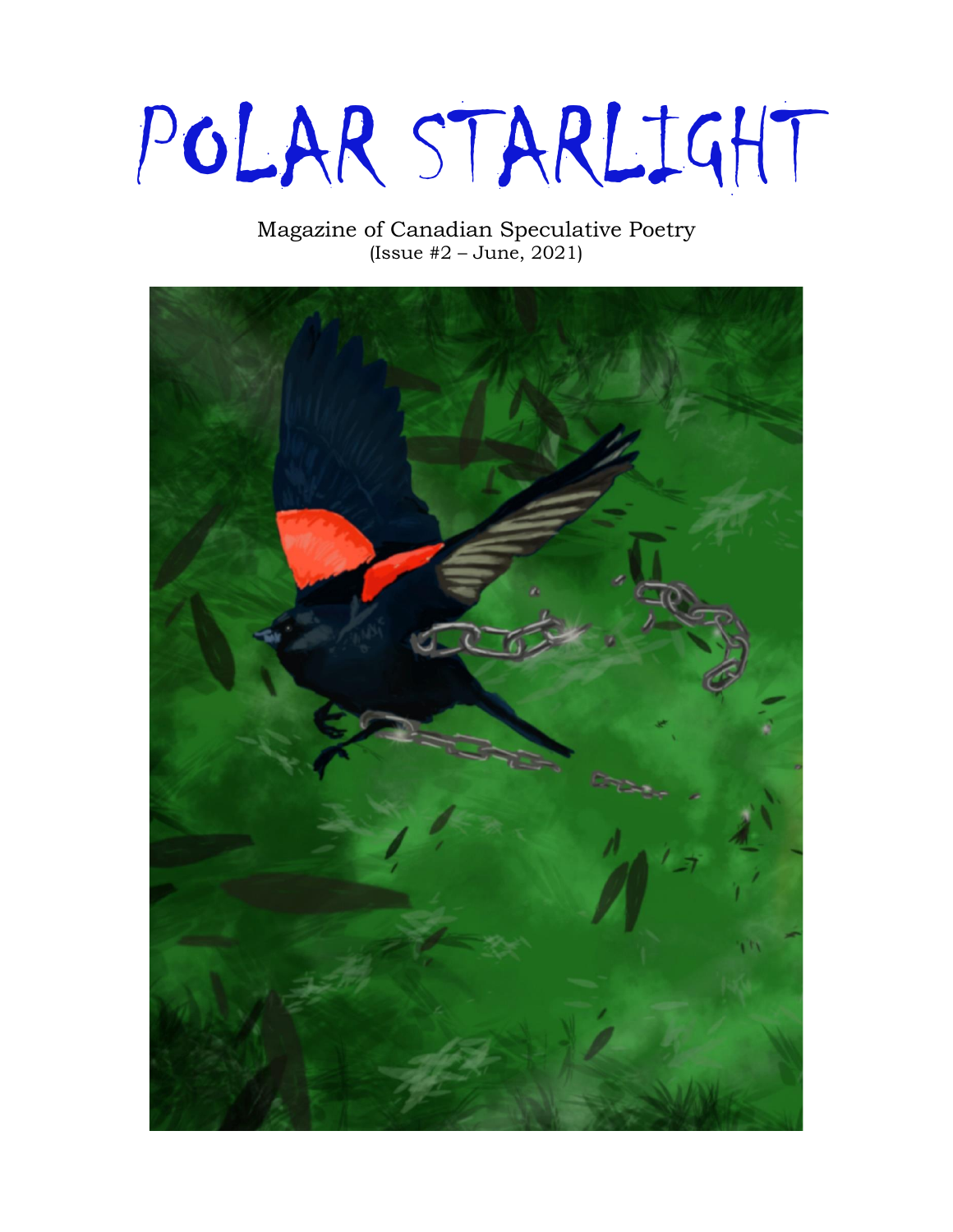# POLAR STARLIGHT

Magazine of Canadian Speculative Poetry
(Issue #2 – June, 2021)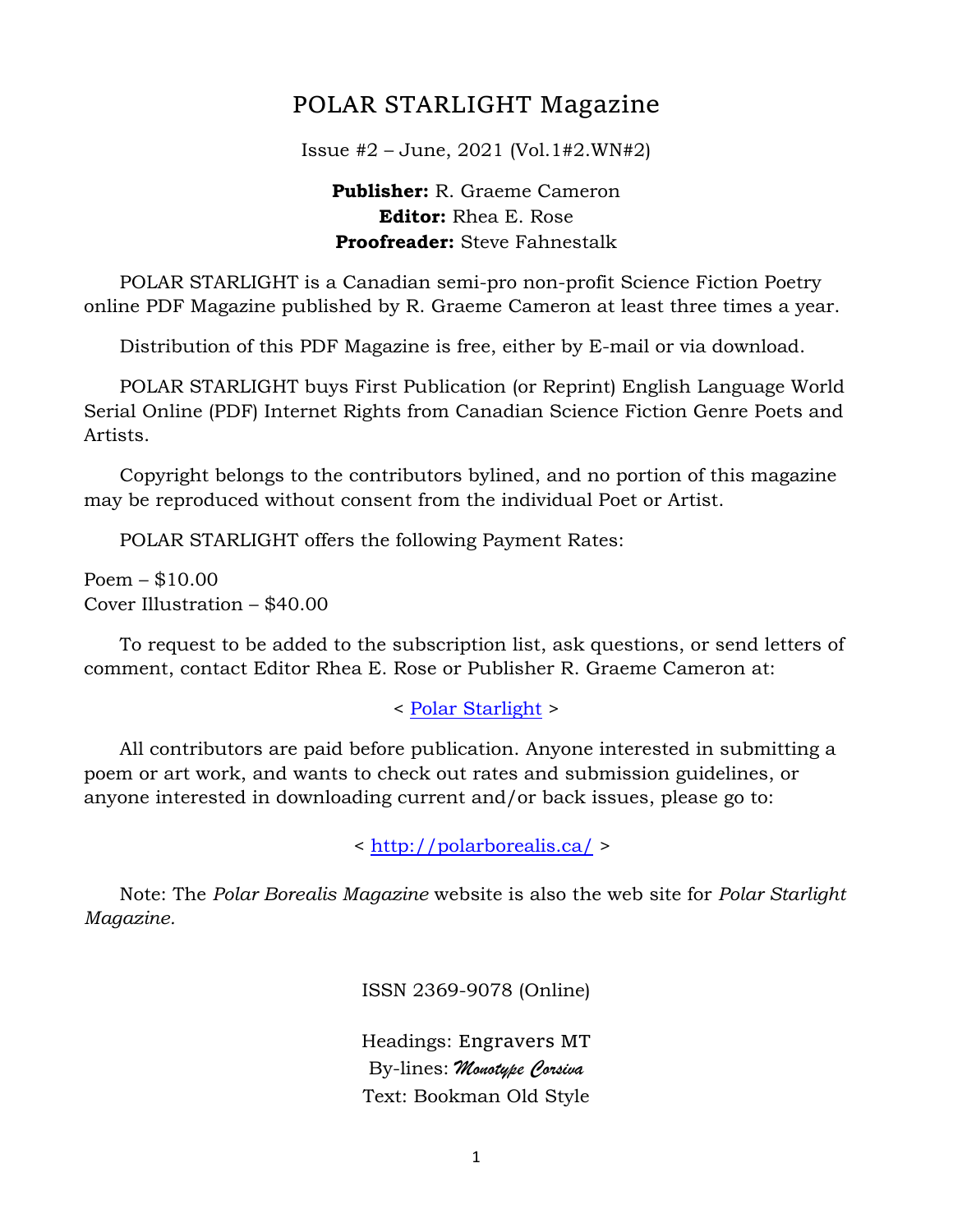# POLAR STARLIGHT Magazine

Issue #2 – June, 2021 (Vol.1#2.WN#2)

**Publisher:** R. Graeme Cameron
**Editor:** Rhea E. Rose
**Proofreader:** Steve Fahnestalk

POLAR STARLIGHT is a Canadian semi-pro non-profit Science Fiction Poetry online PDF Magazine published by R. Graeme Cameron at least three times a year.

Distribution of this PDF Magazine is free, either by E-mail or via download.

POLAR STARLIGHT buys First Publication (or Reprint) English Language World Serial Online (PDF) Internet Rights from Canadian Science Fiction Genre Poets and Artists.

Copyright belongs to the contributors bylined, and no portion of this magazine may be reproduced without consent from the individual Poet or Artist.

POLAR STARLIGHT offers the following Payment Rates:

Poem – $10.00
Cover Illustration – $40.00

To request to be added to the subscription list, ask questions, or send letters of comment, contact Editor Rhea E. Rose or Publisher R. Graeme Cameron at:

< Polar Starlight >

All contributors are paid before publication. Anyone interested in submitting a poem or art work, and wants to check out rates and submission guidelines, or anyone interested in downloading current and/or back issues, please go to:

< http://polarborealis.ca/ >

Note: The *Polar Borealis Magazine* website is also the web site for *Polar Starlight Magazine.*

ISSN 2369-9078 (Online)

Headings: Engravers MT
By-lines: *Monotype Corsiva*
Text: Bookman Old Style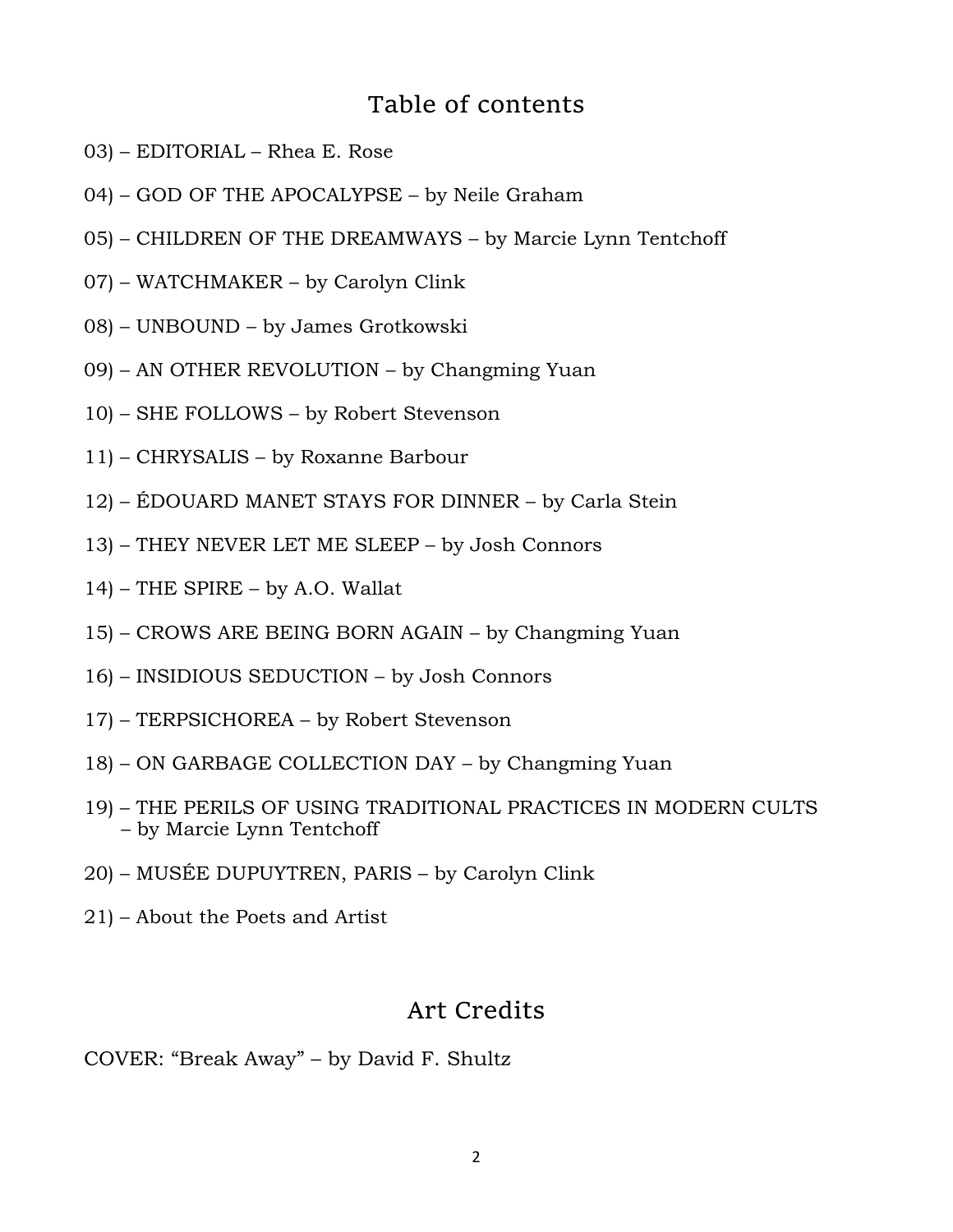## Table of contents

03) – EDITORIAL – Rhea E. Rose

04) – GOD OF THE APOCALYPSE – by Neile Graham

05) – CHILDREN OF THE DREAMWAYS – by Marcie Lynn Tentchoff

07) – WATCHMAKER – by Carolyn Clink

08) – UNBOUND – by James Grotkowski

09) – AN OTHER REVOLUTION – by Changming Yuan

10) – SHE FOLLOWS – by Robert Stevenson

11) – CHRYSALIS – by Roxanne Barbour

12) – ÉDOUARD MANET STAYS FOR DINNER – by Carla Stein

13) – THEY NEVER LET ME SLEEP – by Josh Connors

14) – THE SPIRE – by A.O. Wallat

15) – CROWS ARE BEING BORN AGAIN – by Changming Yuan

16) – INSIDIOUS SEDUCTION – by Josh Connors

17) – TERPSICHOREA – by Robert Stevenson

18) – ON GARBAGE COLLECTION DAY – by Changming Yuan

19) – THE PERILS OF USING TRADITIONAL PRACTICES IN MODERN CULTS – by Marcie Lynn Tentchoff

20) – MUSÉE DUPUYTREN, PARIS – by Carolyn Clink

21) – About the Poets and Artist

## Art Credits

COVER: “Break Away” – by David F. Shultz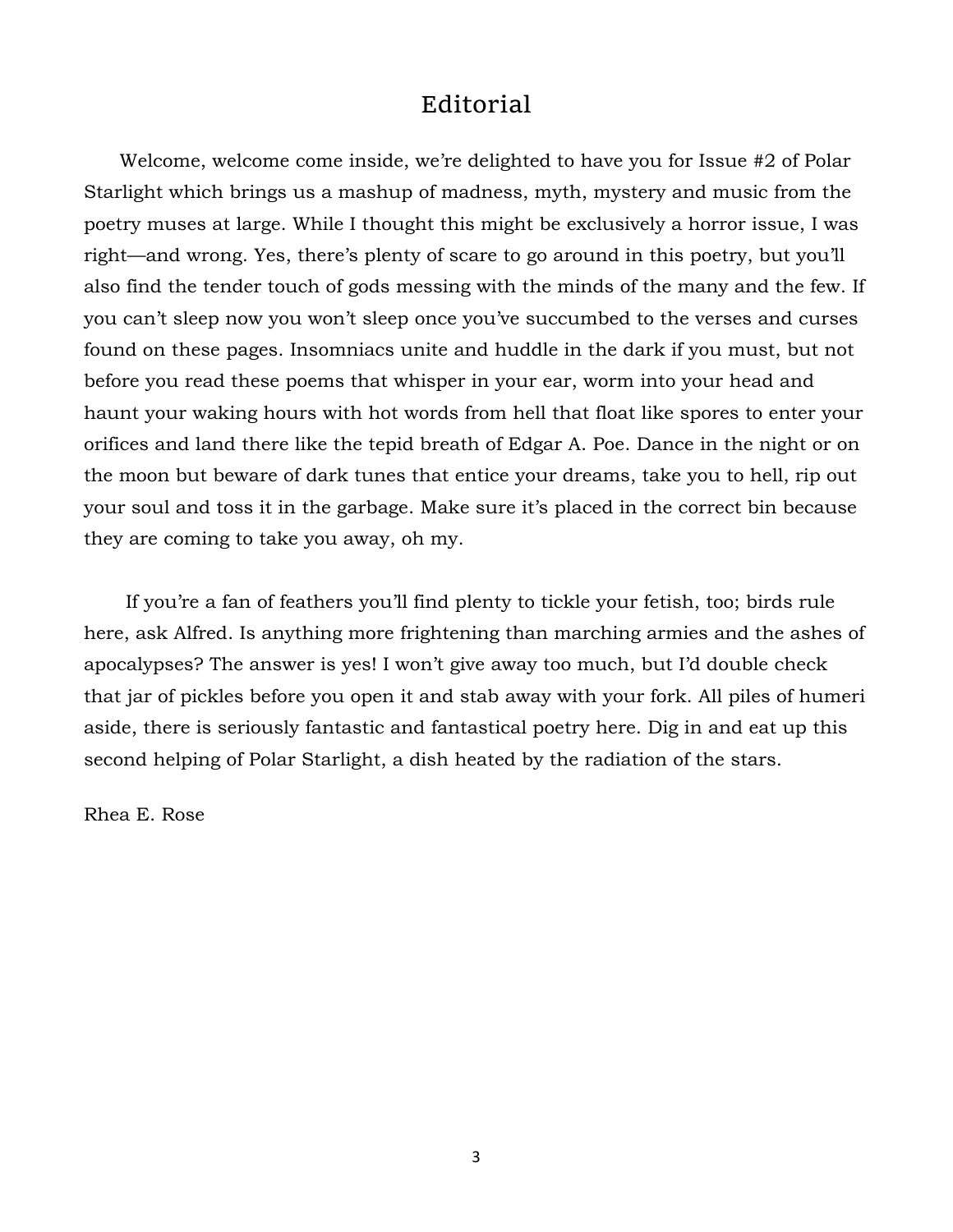# Editorial

Welcome, welcome come inside, we're delighted to have you for Issue #2 of Polar Starlight which brings us a mashup of madness, myth, mystery and music from the poetry muses at large. While I thought this might be exclusively a horror issue, I was right—and wrong. Yes, there's plenty of scare to go around in this poetry, but you'll also find the tender touch of gods messing with the minds of the many and the few. If you can't sleep now you won't sleep once you've succumbed to the verses and curses found on these pages. Insomniacs unite and huddle in the dark if you must, but not before you read these poems that whisper in your ear, worm into your head and haunt your waking hours with hot words from hell that float like spores to enter your orifices and land there like the tepid breath of Edgar A. Poe. Dance in the night or on the moon but beware of dark tunes that entice your dreams, take you to hell, rip out your soul and toss it in the garbage. Make sure it's placed in the correct bin because they are coming to take you away, oh my.

If you're a fan of feathers you'll find plenty to tickle your fetish, too; birds rule here, ask Alfred. Is anything more frightening than marching armies and the ashes of apocalypses? The answer is yes! I won't give away too much, but I'd double check that jar of pickles before you open it and stab away with your fork. All piles of humeri aside, there is seriously fantastic and fantastical poetry here. Dig in and eat up this second helping of Polar Starlight, a dish heated by the radiation of the stars.

Rhea E. Rose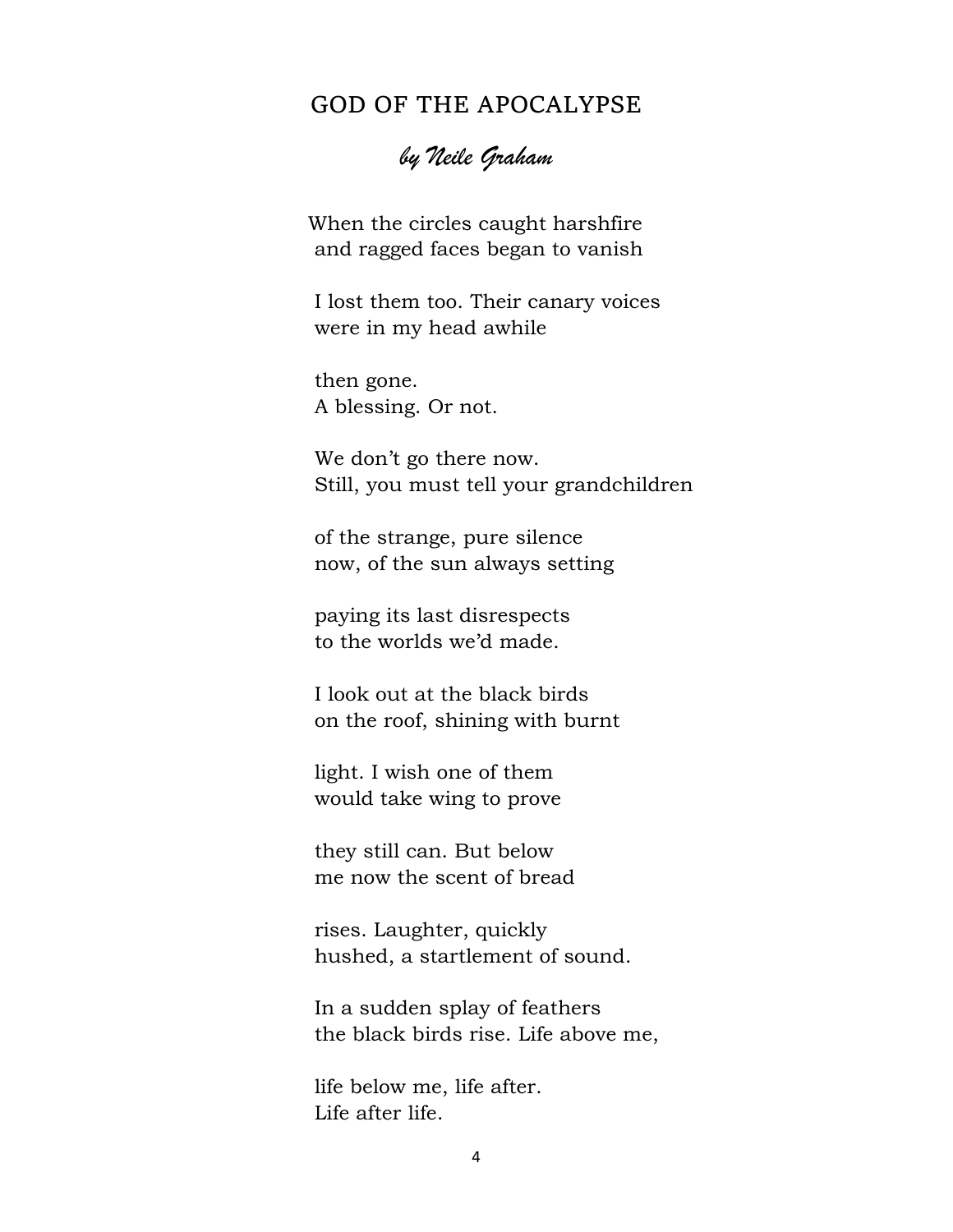# GOD OF THE APOCALYPSE

*by Neile Graham*

When the circles caught harshfire  
and ragged faces began to vanish

I lost them too. Their canary voices  
were in my head awhile

then gone.  
A blessing. Or not.

We don't go there now.  
Still, you must tell your grandchildren

of the strange, pure silence  
now, of the sun always setting

paying its last disrespects  
to the worlds we'd made.

I look out at the black birds  
on the roof, shining with burnt

light. I wish one of them  
would take wing to prove

they still can. But below  
me now the scent of bread

rises. Laughter, quickly  
hushed, a startlement of sound.

In a sudden splay of feathers  
the black birds rise. Life above me,

life below me, life after.  
Life after life.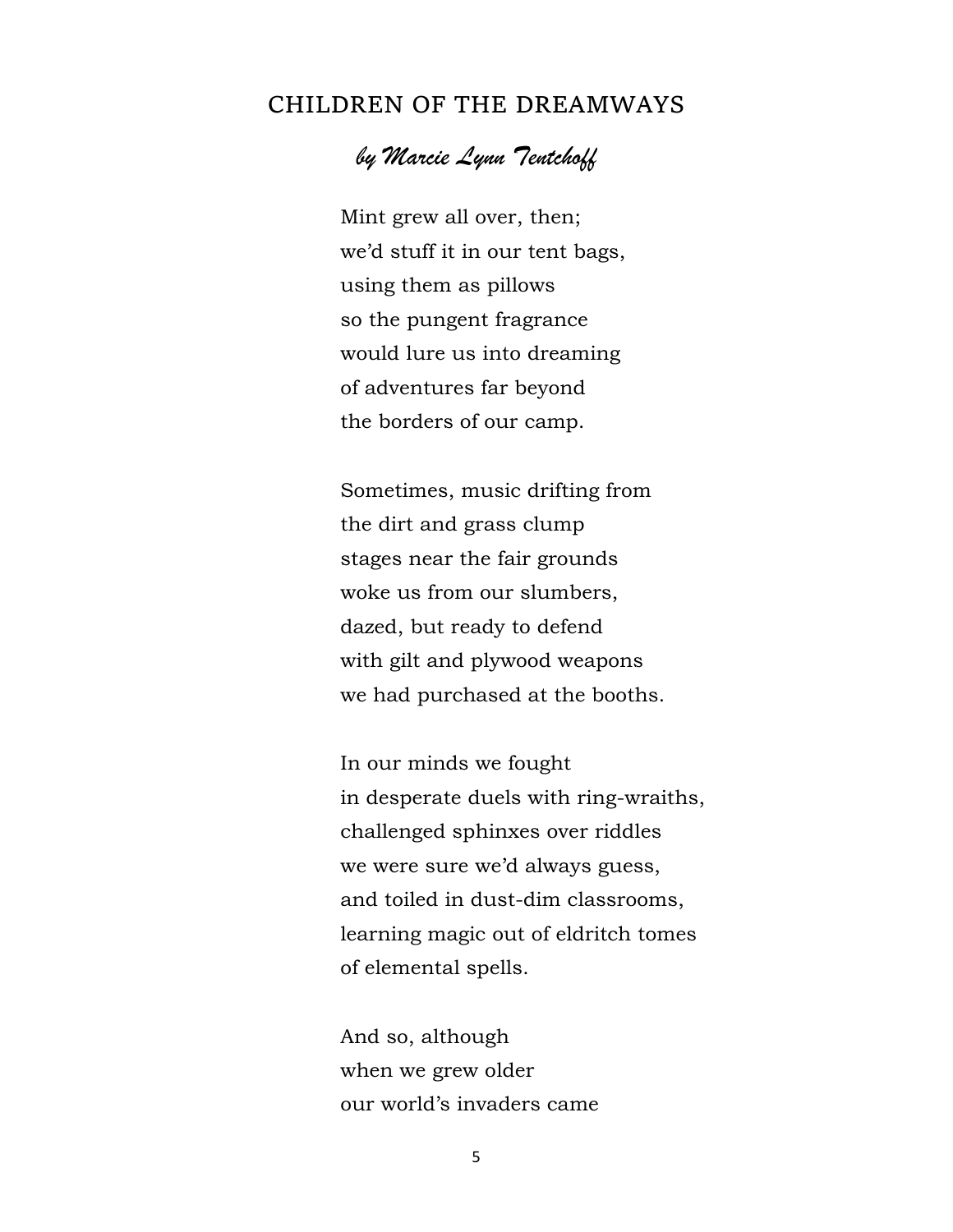## CHILDREN OF THE DREAMWAYS

### *by Marcie Lynn Tentchoff*

Mint grew all over, then;  
we'd stuff it in our tent bags,  
using them as pillows  
so the pungent fragrance  
would lure us into dreaming  
of adventures far beyond  
the borders of our camp.

Sometimes, music drifting from  
the dirt and grass clump  
stages near the fair grounds  
woke us from our slumbers,  
dazed, but ready to defend  
with gilt and plywood weapons  
we had purchased at the booths.

In our minds we fought  
in desperate duels with ring-wraiths,  
challenged sphinxes over riddles  
we were sure we'd always guess,  
and toiled in dust-dim classrooms,  
learning magic out of eldritch tomes  
of elemental spells.

And so, although  
when we grew older  
our world's invaders came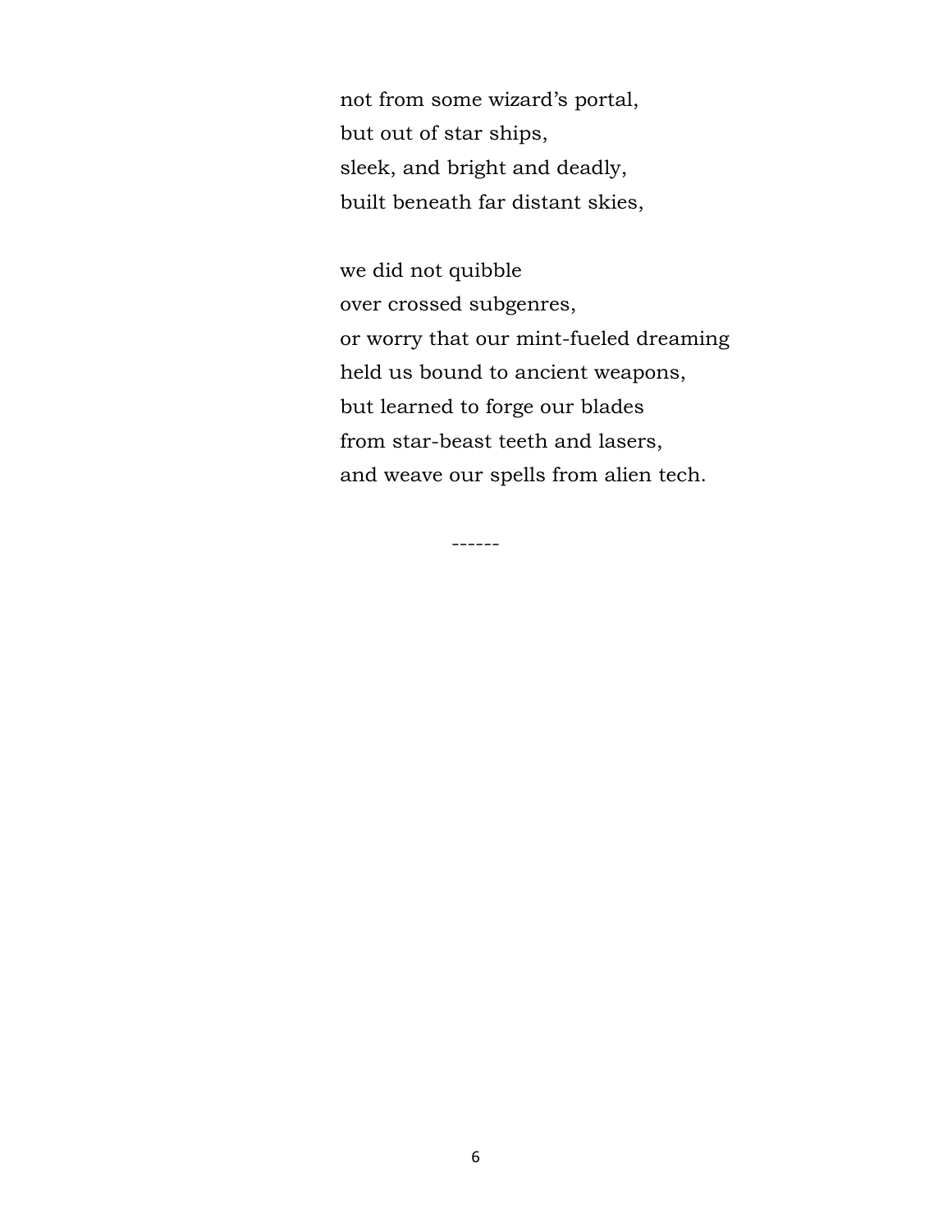not from some wizard's portal,  
but out of star ships,  
sleek, and bright and deadly,  
built beneath far distant skies,

we did not quibble  
over crossed subgenres,  
or worry that our mint-fueled dreaming  
held us bound to ancient weapons,  
but learned to forge our blades  
from star-beast teeth and lasers,  
and weave our spells from alien tech.

------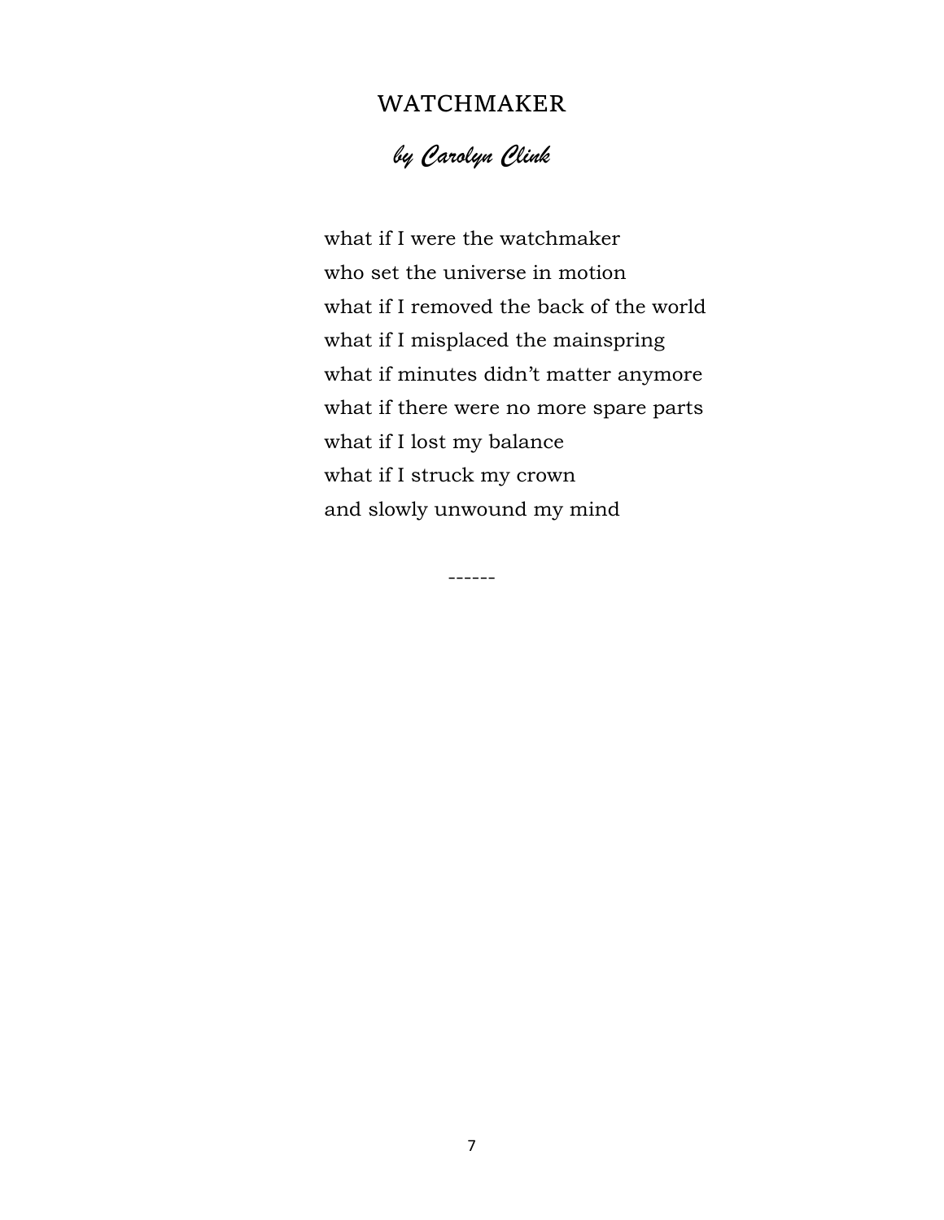# WATCHMAKER

*by Carolyn Clink*

what if I were the watchmaker
who set the universe in motion
what if I removed the back of the world
what if I misplaced the mainspring
what if minutes didn't matter anymore
what if there were no more spare parts
what if I lost my balance
what if I struck my crown
and slowly unwound my mind

------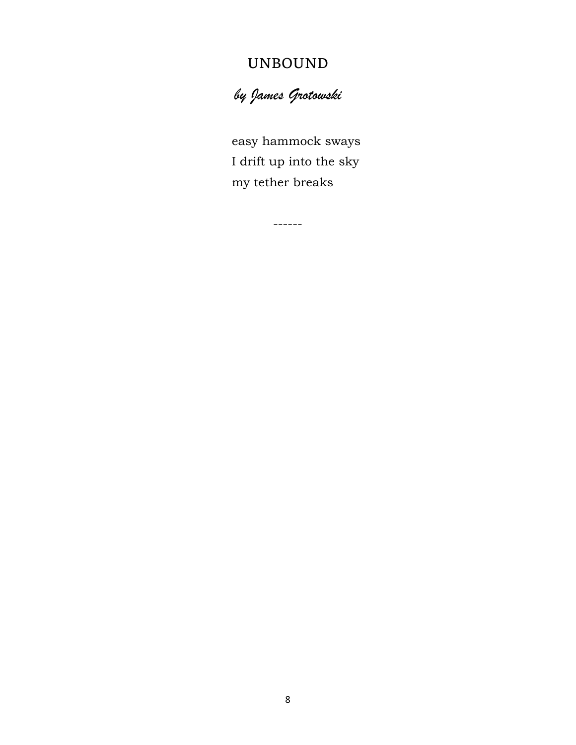# UNBOUND

*by James Grotowski*

easy hammock sways  
I drift up into the sky  
my tether breaks

------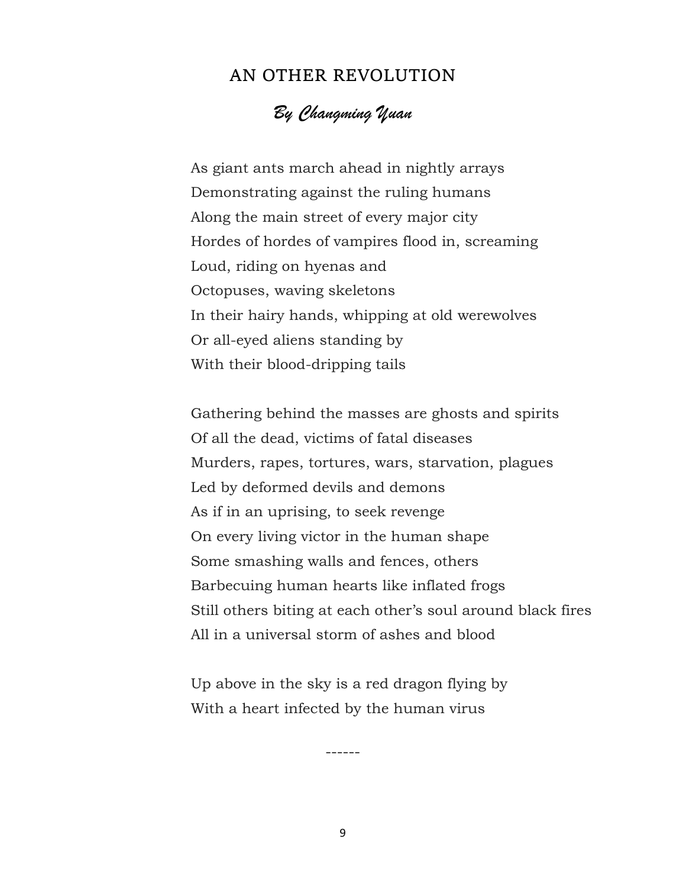## AN OTHER REVOLUTION

*By Changming Yuan*

As giant ants march ahead in nightly arrays
Demonstrating against the ruling humans
Along the main street of every major city
Hordes of hordes of vampires flood in, screaming
Loud, riding on hyenas and
Octopuses, waving skeletons
In their hairy hands, whipping at old werewolves
Or all-eyed aliens standing by
With their blood-dripping tails

Gathering behind the masses are ghosts and spirits
Of all the dead, victims of fatal diseases
Murders, rapes, tortures, wars, starvation, plagues
Led by deformed devils and demons
As if in an uprising, to seek revenge
On every living victor in the human shape
Some smashing walls and fences, others
Barbecuing human hearts like inflated frogs
Still others biting at each other's soul around black fires
All in a universal storm of ashes and blood

Up above in the sky is a red dragon flying by
With a heart infected by the human virus

------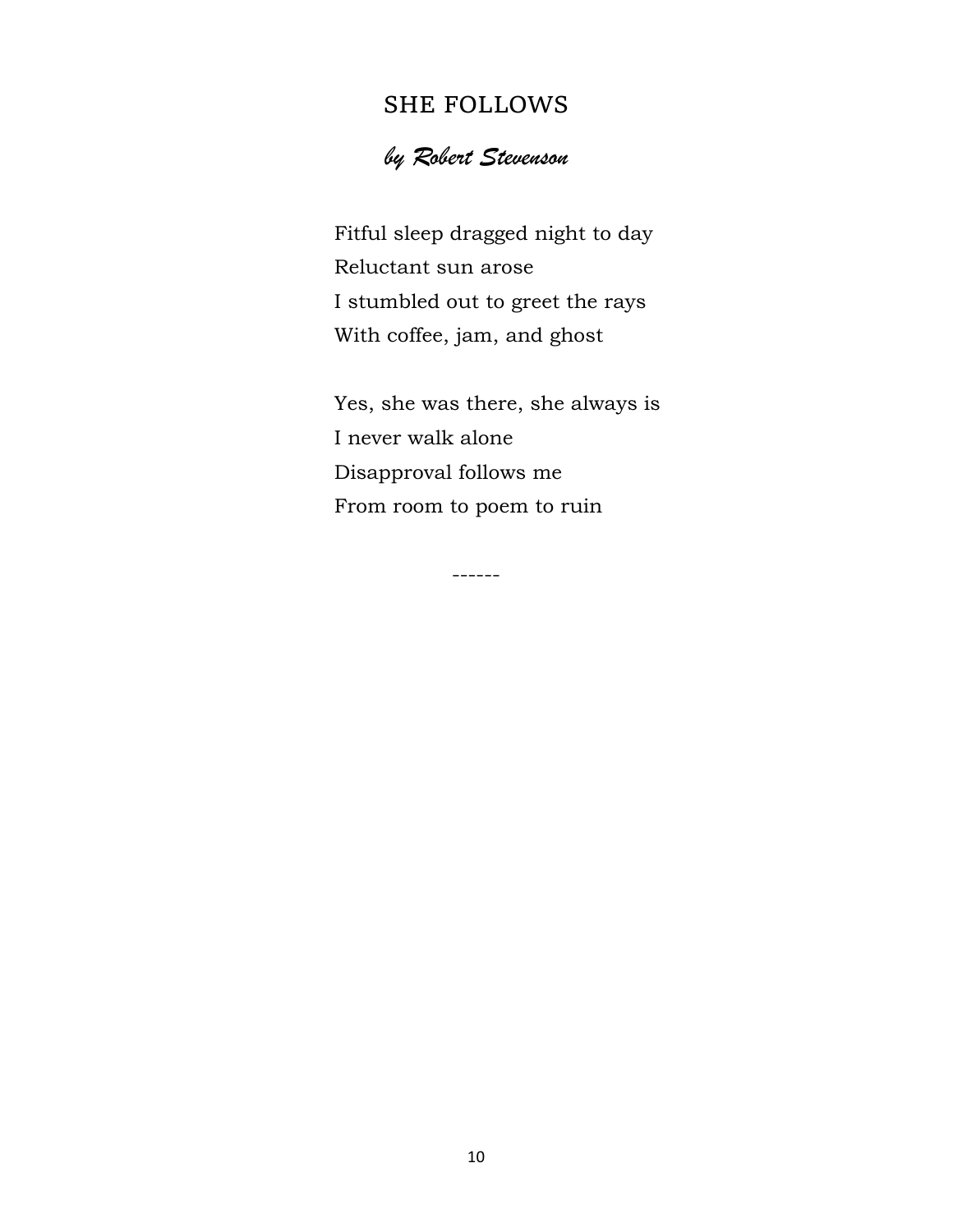## SHE FOLLOWS

### *by Robert Stevenson*

Fitful sleep dragged night to day  
Reluctant sun arose  
I stumbled out to greet the rays  
With coffee, jam, and ghost

Yes, she was there, she always is  
I never walk alone  
Disapproval follows me  
From room to poem to ruin

------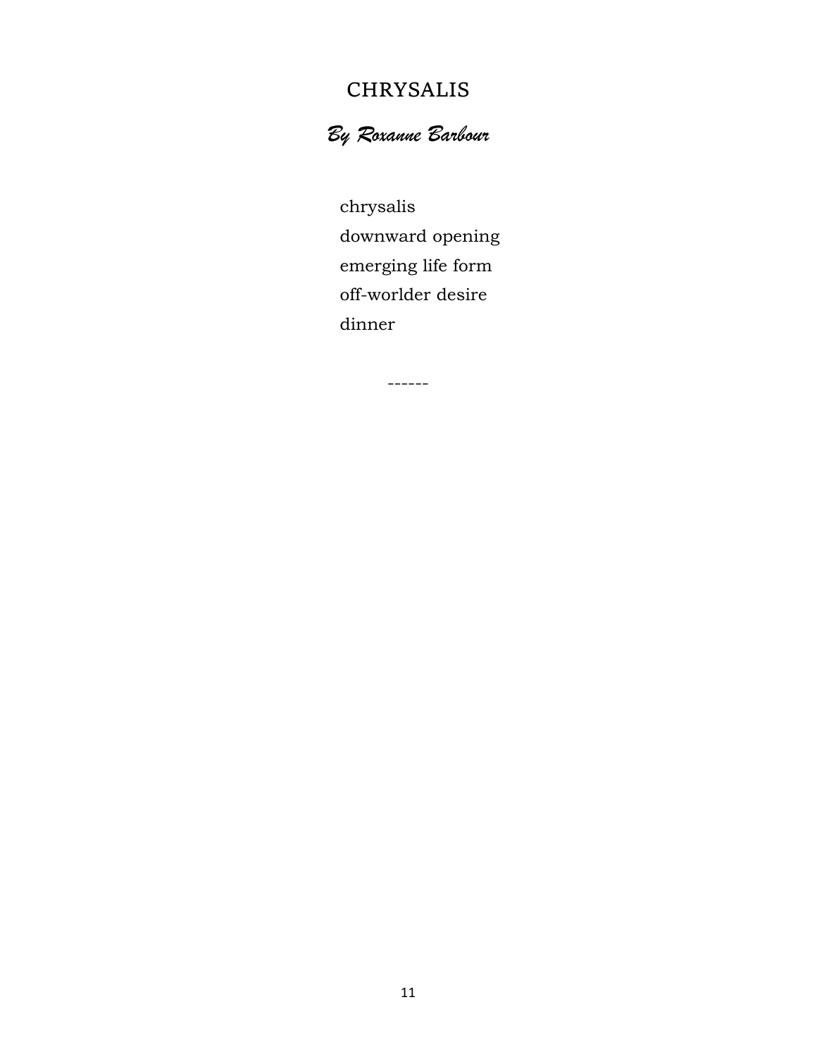# CHRYSALIS

*By Roxanne Barbour*

chrysalis
downward opening
emerging life form
off-worlder desire
dinner

------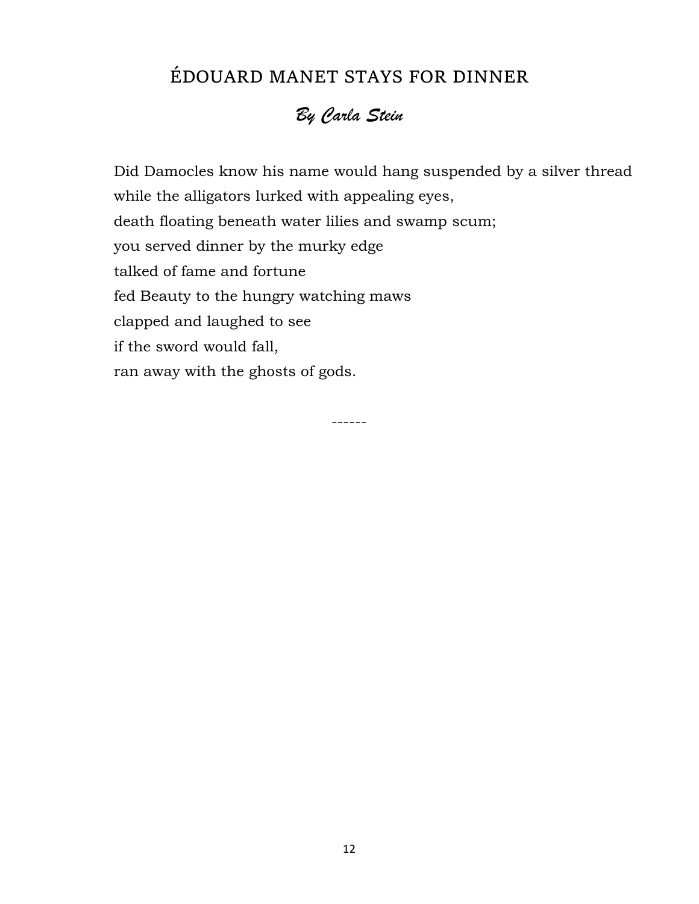## ÉDOUARD MANET STAYS FOR DINNER

### *By Carla Stein*

Did Damocles know his name would hang suspended by a silver thread  
while the alligators lurked with appealing eyes,  
death floating beneath water lilies and swamp scum;  
you served dinner by the murky edge  
talked of fame and fortune  
fed Beauty to the hungry watching maws  
clapped and laughed to see  
if the sword would fall,  
ran away with the ghosts of gods.

------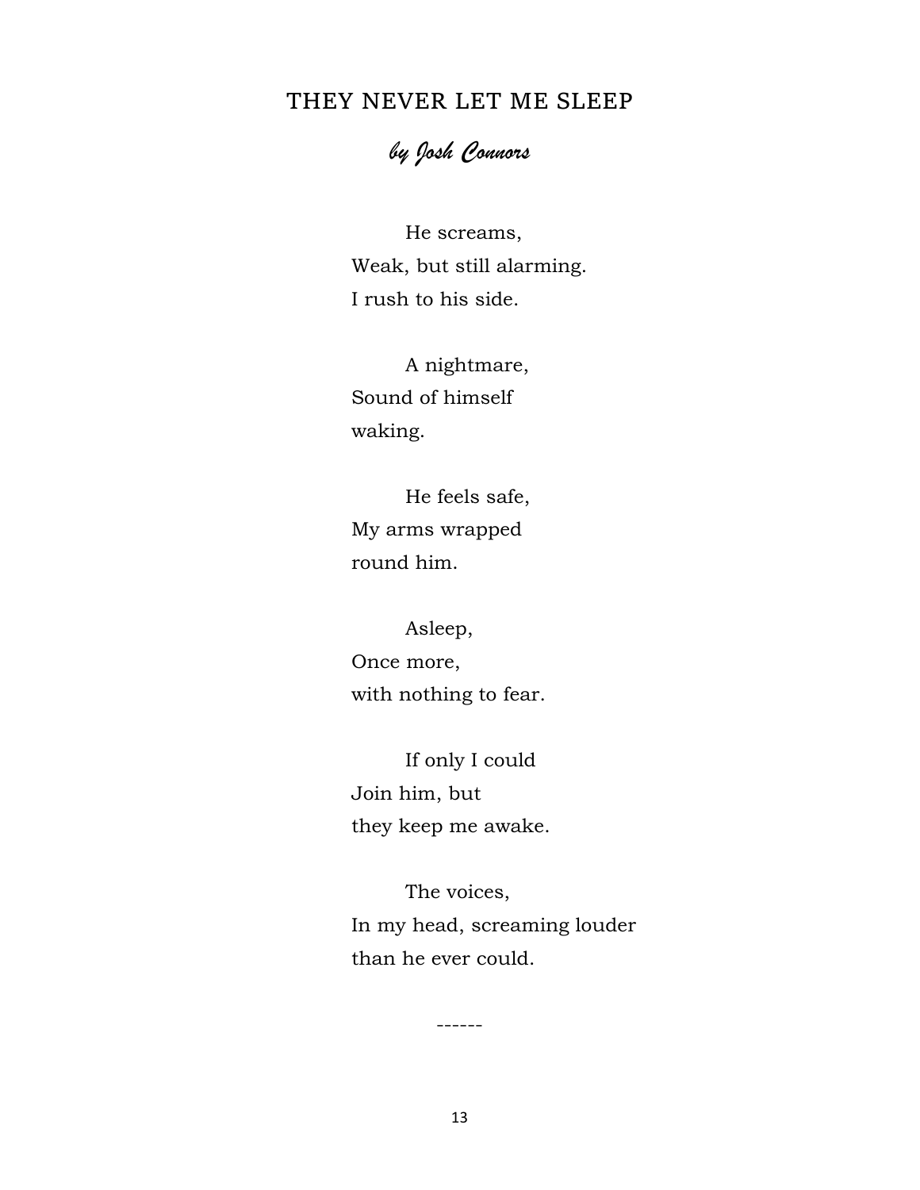# THEY NEVER LET ME SLEEP

*by Josh Connors*

He screams,  
Weak, but still alarming.  
I rush to his side.

A nightmare,  
Sound of himself  
waking.

He feels safe,  
My arms wrapped  
round him.

Asleep,  
Once more,  
with nothing to fear.

If only I could  
Join him, but  
they keep me awake.

The voices,  
In my head, screaming louder  
than he ever could.

------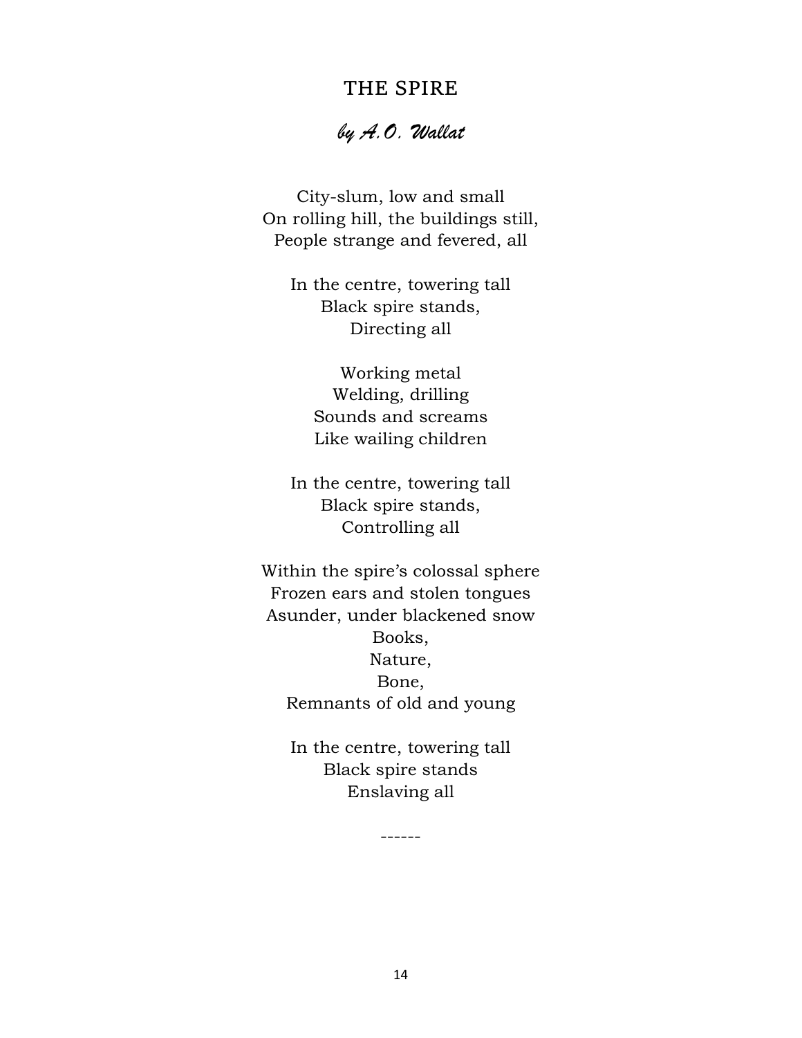# THE SPIRE

*by A.O. Wallat*

City-slum, low and small  
On rolling hill, the buildings still,  
People strange and fevered, all

In the centre, towering tall  
Black spire stands,  
Directing all

Working metal  
Welding, drilling  
Sounds and screams  
Like wailing children

In the centre, towering tall  
Black spire stands,  
Controlling all

Within the spire's colossal sphere  
Frozen ears and stolen tongues  
Asunder, under blackened snow  
Books,  
Nature,  
Bone,  
Remnants of old and young

In the centre, towering tall  
Black spire stands  
Enslaving all

------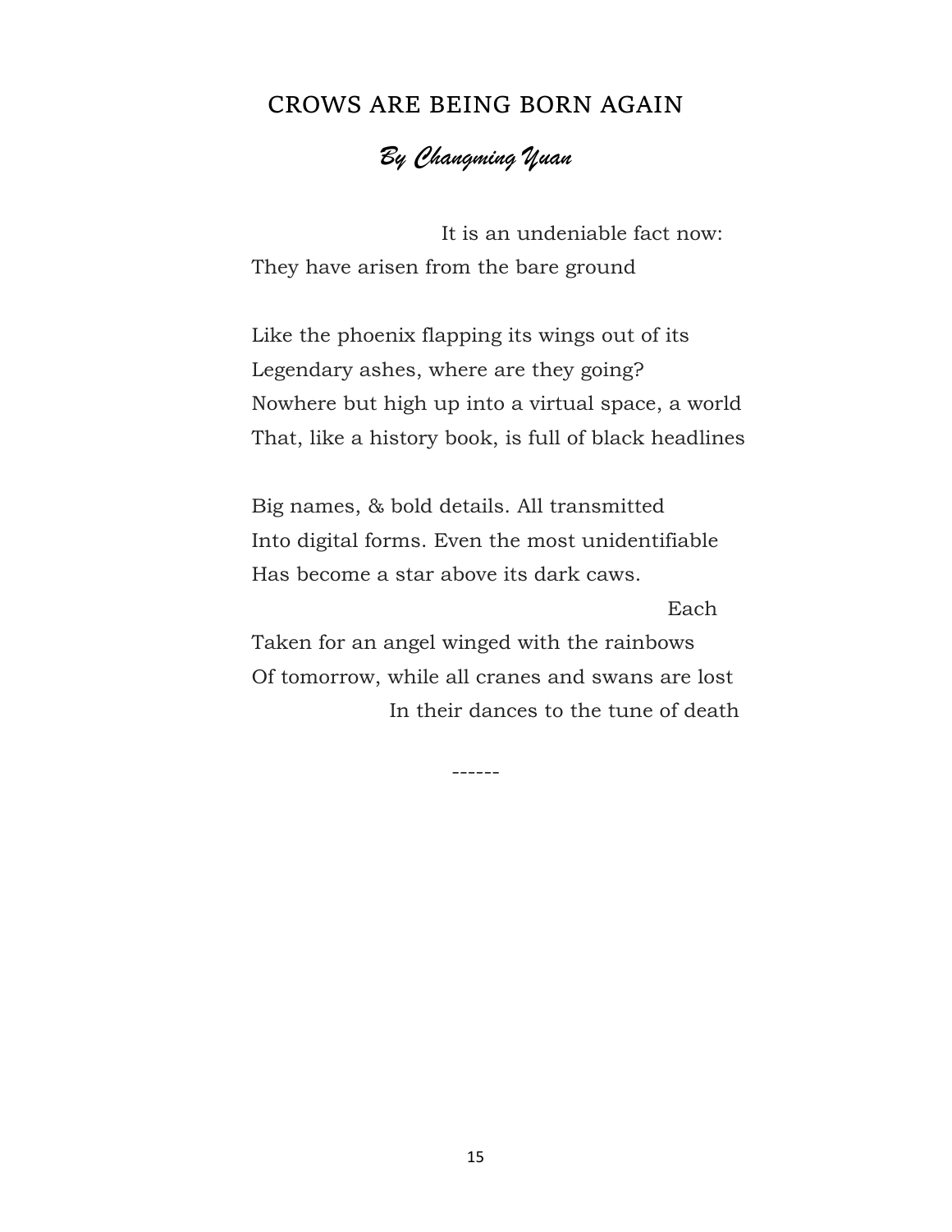## CROWS ARE BEING BORN AGAIN

### *By Changming Yuan*

It is an undeniable fact now:
They have arisen from the bare ground

Like the phoenix flapping its wings out of its
Legendary ashes, where are they going?
Nowhere but high up into a virtual space, a world
That, like a history book, is full of black headlines

Big names, & bold details. All transmitted
Into digital forms. Even the most unidentifiable
Has become a star above its dark caws.
Each
Taken for an angel winged with the rainbows
Of tomorrow, while all cranes and swans are lost
In their dances to the tune of death

------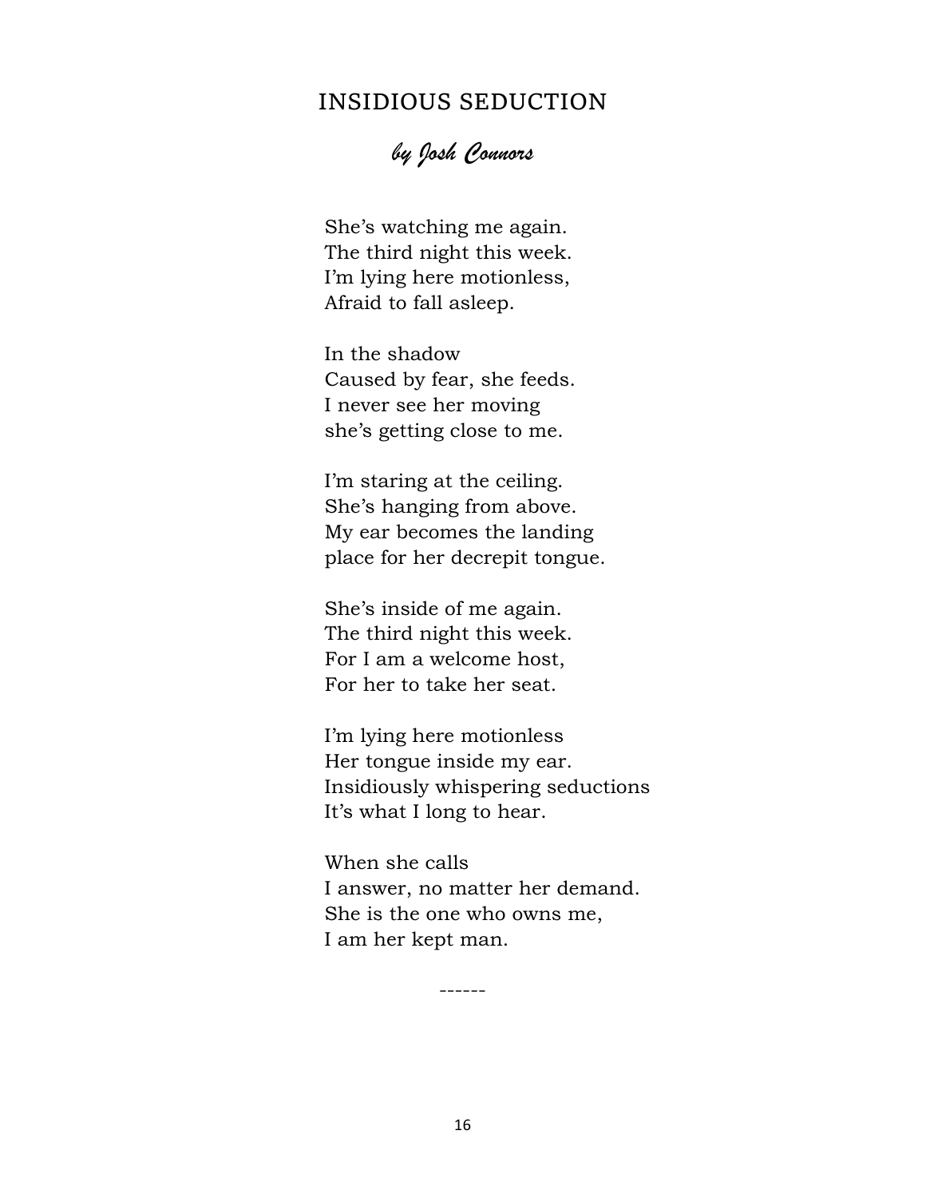## INSIDIOUS SEDUCTION

*by Josh Connors*

She's watching me again.  
The third night this week.  
I'm lying here motionless,  
Afraid to fall asleep.

In the shadow  
Caused by fear, she feeds.  
I never see her moving  
she's getting close to me.

I'm staring at the ceiling.  
She's hanging from above.  
My ear becomes the landing  
place for her decrepit tongue.

She's inside of me again.  
The third night this week.  
For I am a welcome host,  
For her to take her seat.

I'm lying here motionless  
Her tongue inside my ear.  
Insidiously whispering seductions  
It's what I long to hear.

When she calls  
I answer, no matter her demand.  
She is the one who owns me,  
I am her kept man.

------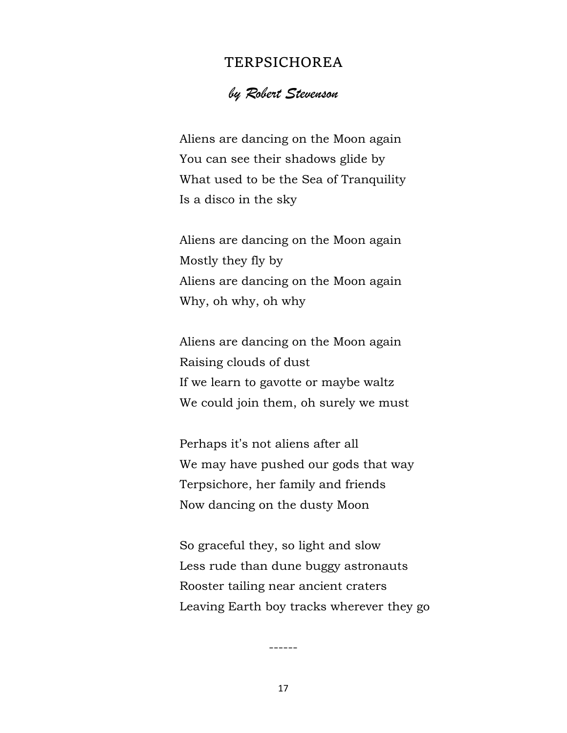# TERPSICHOREA

*by Robert Stevenson*

Aliens are dancing on the Moon again  
You can see their shadows glide by  
What used to be the Sea of Tranquility  
Is a disco in the sky

Aliens are dancing on the Moon again  
Mostly they fly by  
Aliens are dancing on the Moon again  
Why, oh why, oh why

Aliens are dancing on the Moon again  
Raising clouds of dust  
If we learn to gavotte or maybe waltz  
We could join them, oh surely we must

Perhaps it's not aliens after all  
We may have pushed our gods that way  
Terpsichore, her family and friends  
Now dancing on the dusty Moon

So graceful they, so light and slow  
Less rude than dune buggy astronauts  
Rooster tailing near ancient craters  
Leaving Earth boy tracks wherever they go

------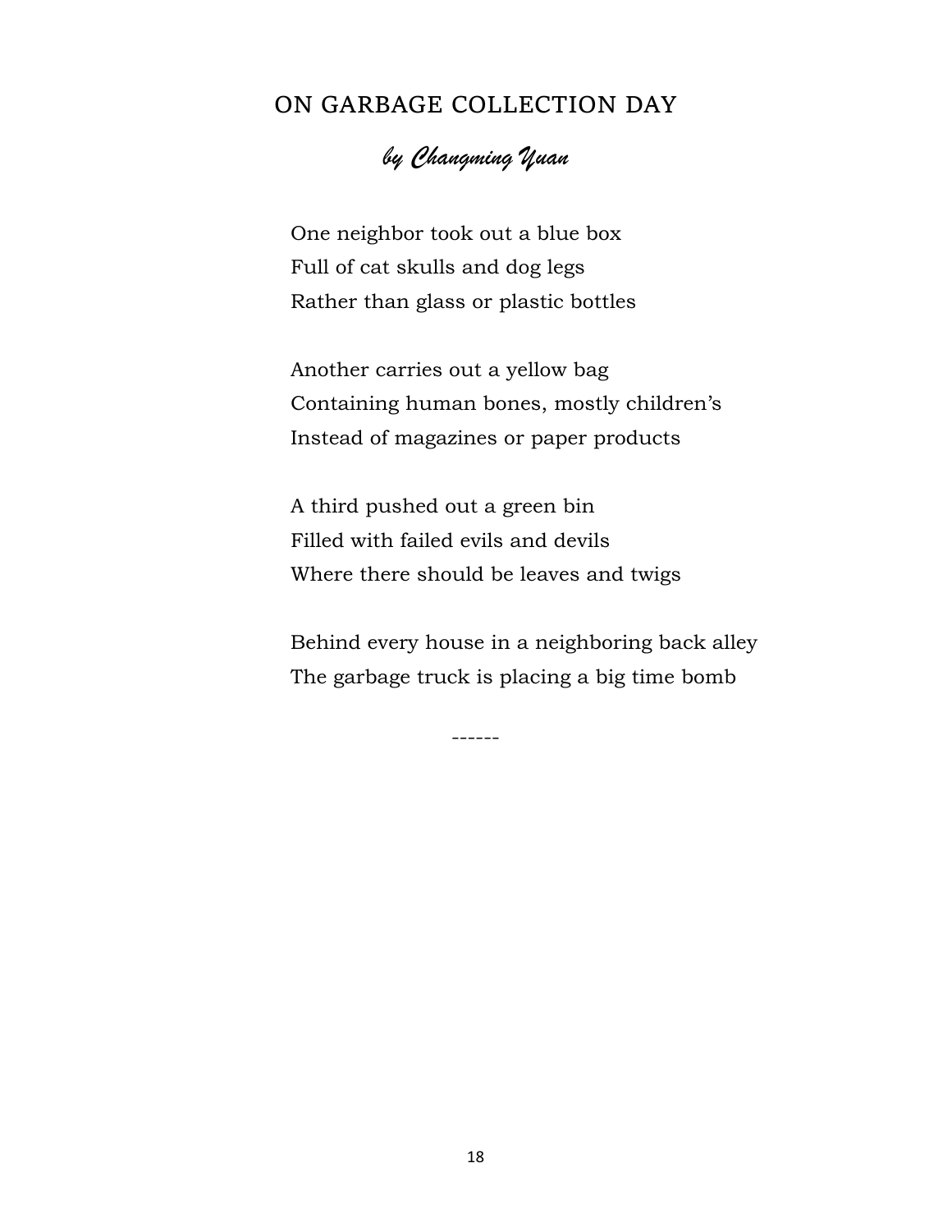## ON GARBAGE COLLECTION DAY

*by Changming Yuan*

One neighbor took out a blue box
Full of cat skulls and dog legs
Rather than glass or plastic bottles

Another carries out a yellow bag
Containing human bones, mostly children's
Instead of magazines or paper products

A third pushed out a green bin
Filled with failed evils and devils
Where there should be leaves and twigs

Behind every house in a neighboring back alley
The garbage truck is placing a big time bomb

------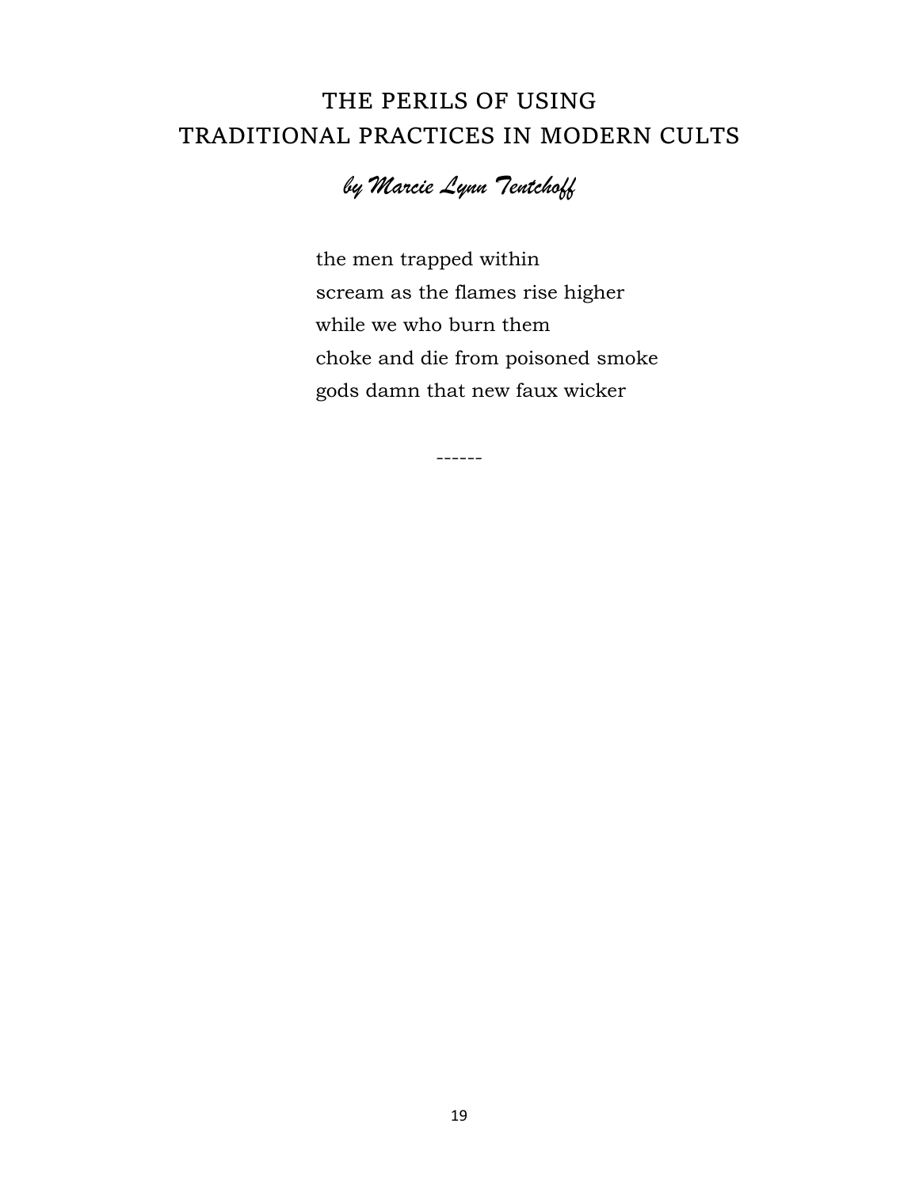# THE PERILS OF USING TRADITIONAL PRACTICES IN MODERN CULTS

*by Marcie Lynn Tentchoff*

the men trapped within  
scream as the flames rise higher  
while we who burn them  
choke and die from poisoned smoke  
gods damn that new faux wicker

------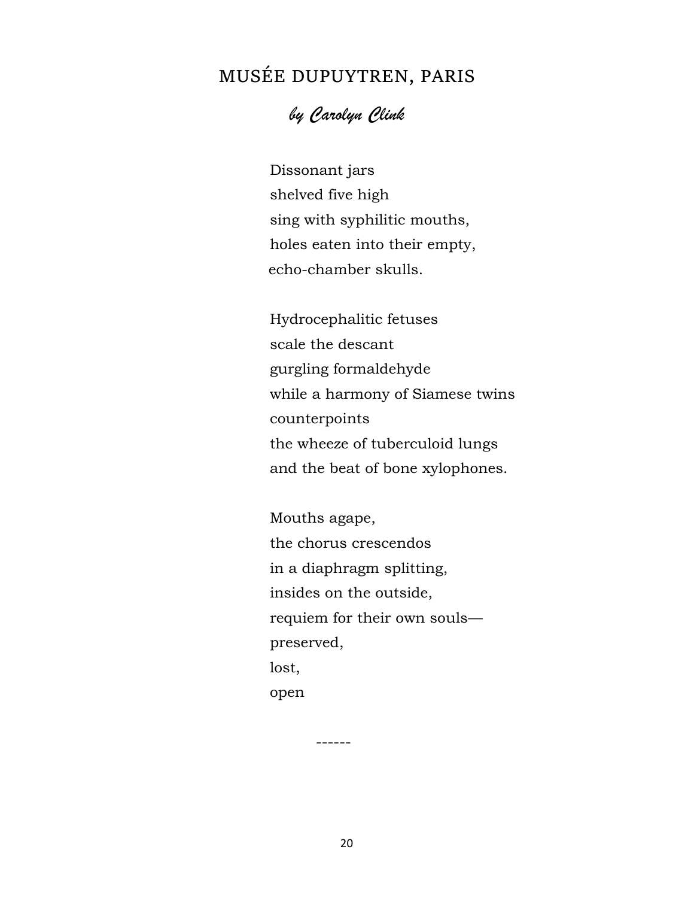## MUSÉE DUPUYTREN, PARIS

*by Carolyn Clink*

Dissonant jars  
shelved five high  
sing with syphilitic mouths,  
holes eaten into their empty,  
echo-chamber skulls.

Hydrocephalitic fetuses  
scale the descant  
gurgling formaldehyde  
while a harmony of Siamese twins  
counterpoints  
the wheeze of tuberculoid lungs  
and the beat of bone xylophones.

Mouths agape,  
the chorus crescendos  
in a diaphragm splitting,  
insides on the outside,  
requiem for their own souls—  
preserved,  
lost,  
open

------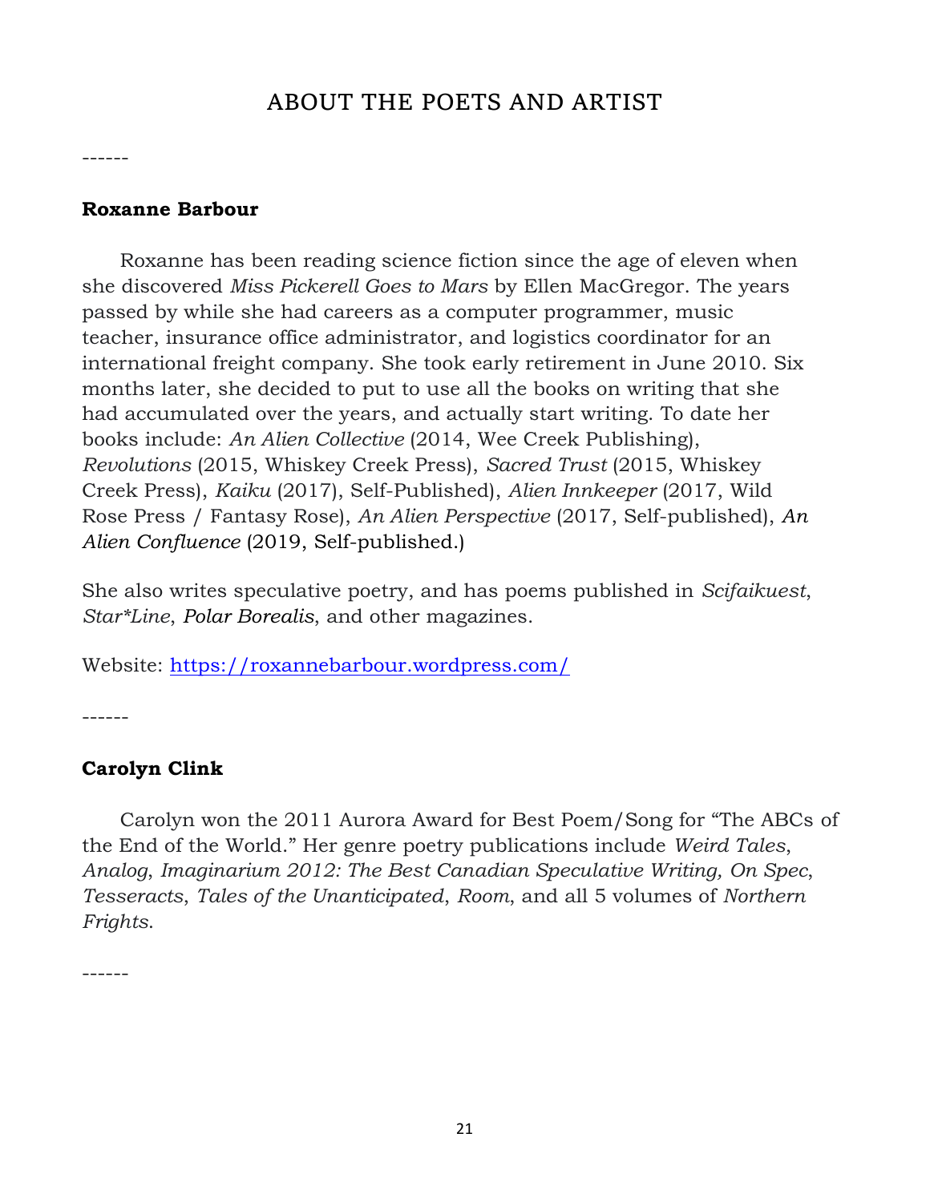# ABOUT THE POETS AND ARTIST

------

**Roxanne Barbour**

Roxanne has been reading science fiction since the age of eleven when she discovered *Miss Pickerell Goes to Mars* by Ellen MacGregor. The years passed by while she had careers as a computer programmer, music teacher, insurance office administrator, and logistics coordinator for an international freight company. She took early retirement in June 2010. Six months later, she decided to put to use all the books on writing that she had accumulated over the years, and actually start writing. To date her books include: *An Alien Collective* (2014, Wee Creek Publishing), *Revolutions* (2015, Whiskey Creek Press), *Sacred Trust* (2015, Whiskey Creek Press), *Kaiku* (2017), Self-Published), *Alien Innkeeper* (2017, Wild Rose Press / Fantasy Rose), *An Alien Perspective* (2017, Self-published), *An Alien Confluence* (2019, Self-published.)

She also writes speculative poetry, and has poems published in *Scifaikuest*, *Star*Line*, *Polar Borealis*, and other magazines.

Website: https://roxannebarbour.wordpress.com/

------

**Carolyn Clink**

Carolyn won the 2011 Aurora Award for Best Poem/Song for "The ABCs of the End of the World." Her genre poetry publications include *Weird Tales*, *Analog*, *Imaginarium 2012: The Best Canadian Speculative Writing, On Spec*, *Tesseracts*, *Tales of the Unanticipated*, *Room*, and all 5 volumes of *Northern Frights*.

------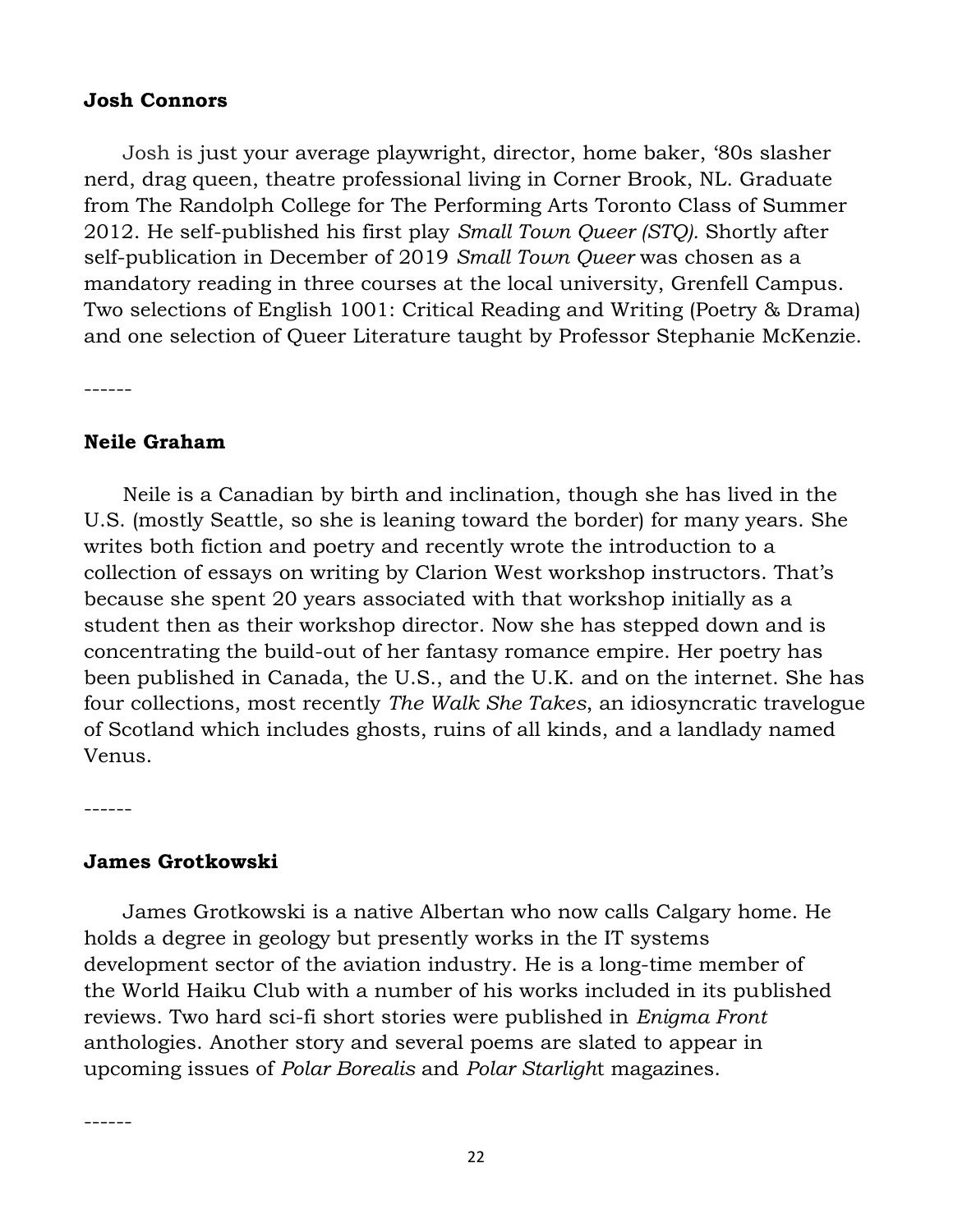**Josh Connors**

Josh is just your average playwright, director, home baker, '80s slasher nerd, drag queen, theatre professional living in Corner Brook, NL. Graduate from The Randolph College for The Performing Arts Toronto Class of Summer 2012. He self-published his first play *Small Town Queer (STQ).* Shortly after self-publication in December of 2019 *Small Town Queer* was chosen as a mandatory reading in three courses at the local university, Grenfell Campus. Two selections of English 1001: Critical Reading and Writing (Poetry & Drama) and one selection of Queer Literature taught by Professor Stephanie McKenzie.

------

**Neile Graham**

Neile is a Canadian by birth and inclination, though she has lived in the U.S. (mostly Seattle, so she is leaning toward the border) for many years. She writes both fiction and poetry and recently wrote the introduction to a collection of essays on writing by Clarion West workshop instructors. That's because she spent 20 years associated with that workshop initially as a student then as their workshop director. Now she has stepped down and is concentrating the build-out of her fantasy romance empire. Her poetry has been published in Canada, the U.S., and the U.K. and on the internet. She has four collections, most recently *The Walk She Takes*, an idiosyncratic travelogue of Scotland which includes ghosts, ruins of all kinds, and a landlady named Venus.

------

**James Grotkowski**

James Grotkowski is a native Albertan who now calls Calgary home. He holds a degree in geology but presently works in the IT systems development sector of the aviation industry. He is a long-time member of the World Haiku Club with a number of his works included in its published reviews. Two hard sci-fi short stories were published in *Enigma Front* anthologies. Another story and several poems are slated to appear in upcoming issues of *Polar Borealis* and *Polar Starlight* magazines.

------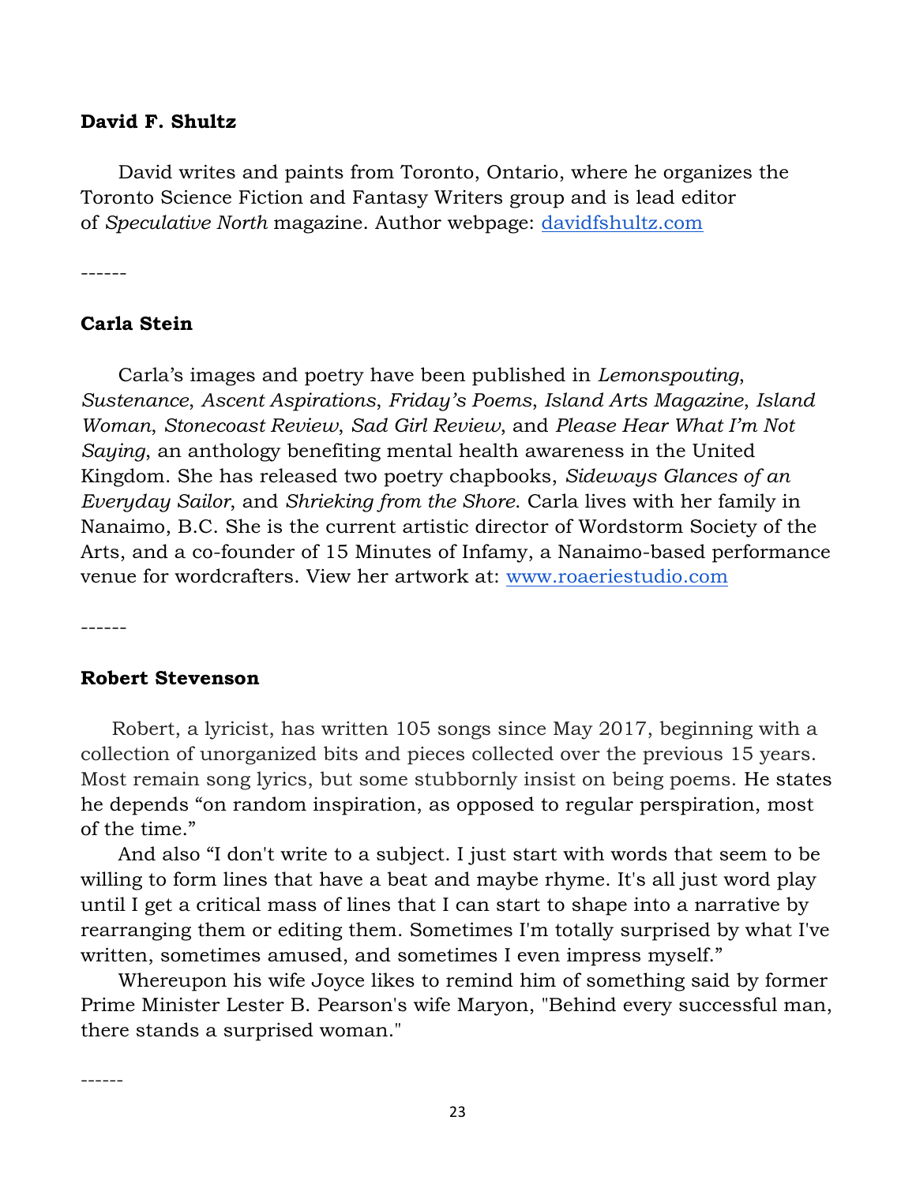**David F. Shultz**

David writes and paints from Toronto, Ontario, where he organizes the Toronto Science Fiction and Fantasy Writers group and is lead editor of *Speculative North* magazine. Author webpage: [davidfshultz.com](davidfshultz.com)

------

**Carla Stein**

Carla's images and poetry have been published in *Lemonspouting*, *Sustenance*, *Ascent Aspirations*, *Friday's Poems*, *Island Arts Magazine*, *Island Woman*, *Stonecoast Review*, *Sad Girl Review*, and *Please Hear What I'm Not Saying*, an anthology benefiting mental health awareness in the United Kingdom. She has released two poetry chapbooks, *Sideways Glances of an Everyday Sailor*, and *Shrieking from the Shore*. Carla lives with her family in Nanaimo, B.C. She is the current artistic director of Wordstorm Society of the Arts, and a co-founder of 15 Minutes of Infamy, a Nanaimo-based performance venue for wordcrafters. View her artwork at: [www.roaeriestudio.com](www.roaeriestudio.com)

------

**Robert Stevenson**

Robert, a lyricist, has written 105 songs since May 2017, beginning with a collection of unorganized bits and pieces collected over the previous 15 years. Most remain song lyrics, but some stubbornly insist on being poems. He states he depends "on random inspiration, as opposed to regular perspiration, most of the time."

And also "I don't write to a subject. I just start with words that seem to be willing to form lines that have a beat and maybe rhyme. It's all just word play until I get a critical mass of lines that I can start to shape into a narrative by rearranging them or editing them. Sometimes I'm totally surprised by what I've written, sometimes amused, and sometimes I even impress myself."

Whereupon his wife Joyce likes to remind him of something said by former Prime Minister Lester B. Pearson's wife Maryon, "Behind every successful man, there stands a surprised woman."

------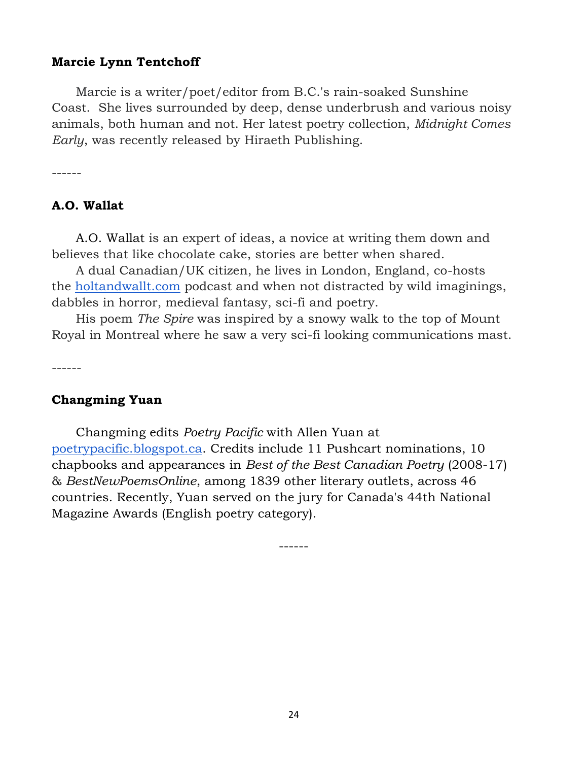**Marcie Lynn Tentchoff**

Marcie is a writer/poet/editor from B.C.'s rain-soaked Sunshine Coast. She lives surrounded by deep, dense underbrush and various noisy animals, both human and not. Her latest poetry collection, *Midnight Comes Early*, was recently released by Hiraeth Publishing.

------

**A.O. Wallat**

A.O. Wallat is an expert of ideas, a novice at writing them down and believes that like chocolate cake, stories are better when shared.

A dual Canadian/UK citizen, he lives in London, England, co-hosts the holtandwallt.com podcast and when not distracted by wild imaginings, dabbles in horror, medieval fantasy, sci-fi and poetry.

His poem *The Spire* was inspired by a snowy walk to the top of Mount Royal in Montreal where he saw a very sci-fi looking communications mast.

------

**Changming Yuan**

Changming edits *Poetry Pacific* with Allen Yuan at poetrypacific.blogspot.ca. Credits include 11 Pushcart nominations, 10 chapbooks and appearances in *Best of the Best Canadian Poetry* (2008-17) & *BestNewPoemsOnline*, among 1839 other literary outlets, across 46 countries. Recently, Yuan served on the jury for Canada's 44th National Magazine Awards (English poetry category).

------